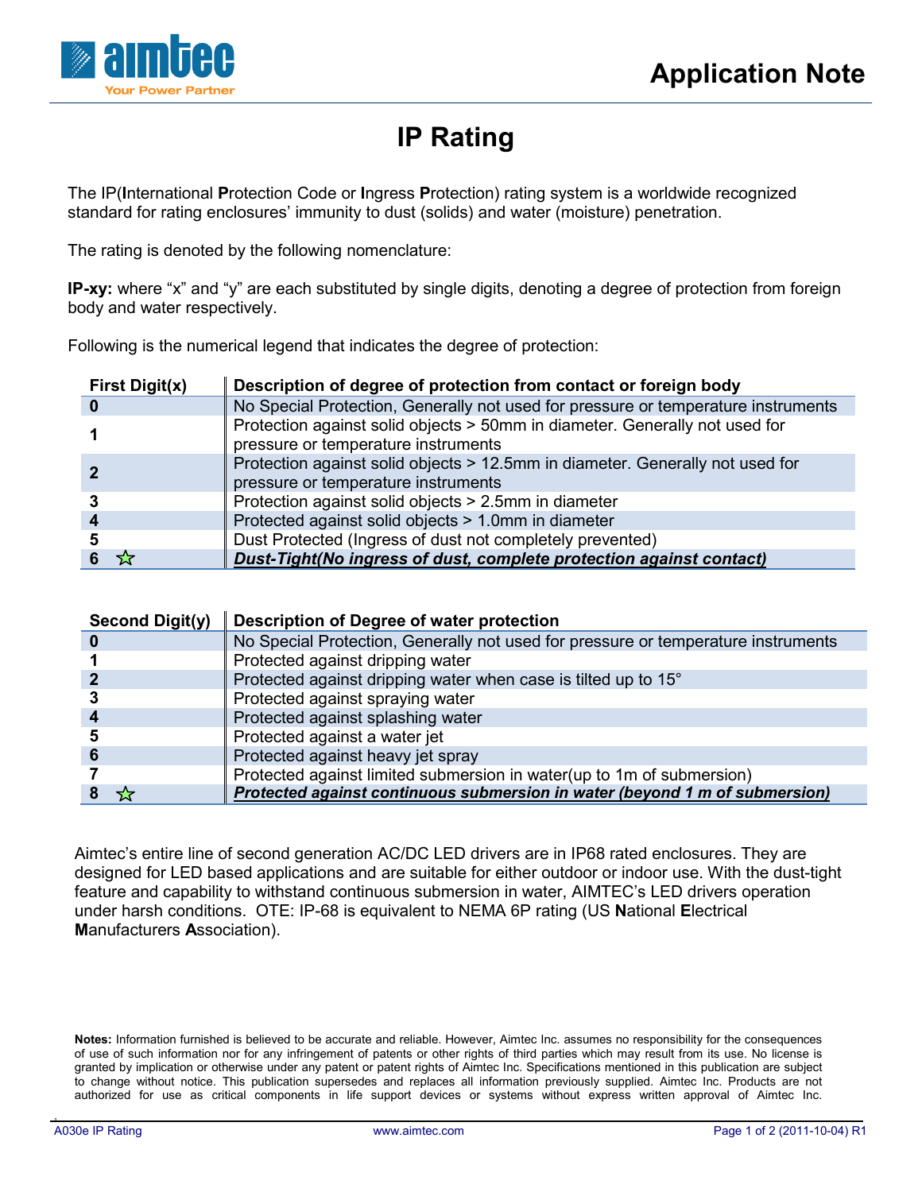# IP Rating

The IP(**I**nternational **P**rotection Code or **I**ngress **P**rotection) rating system is a worldwide recognized standard for rating enclosures' immunity to dust (solids) and water (moisture) penetration.

The rating is denoted by the following nomenclature:

**IP-xy:** where "x" and "y" are each substituted by single digits, denoting a degree of protection from foreign body and water respectively.

Following is the numerical legend that indicates the degree of protection:

| First Digit(x) | Description of degree of protection from contact or foreign body |
|---|---|
| **0** | No Special Protection, Generally not used for pressure or temperature instruments |
| **1** | Protection against solid objects > 50mm in diameter. Generally not used for pressure or temperature instruments |
| **2** | Protection against solid objects > 12.5mm in diameter. Generally not used for pressure or temperature instruments |
| **3** | Protection against solid objects > 2.5mm in diameter |
| **4** | Protected against solid objects > 1.0mm in diameter |
| **5** | Dust Protected (Ingress of dust not completely prevented) |
| **6** ☆ | ***Dust-Tight(No ingress of dust, complete protection against contact)*** |

| Second Digit(y) | Description of Degree of water protection |
|---|---|
| **0** | No Special Protection, Generally not used for pressure or temperature instruments |
| **1** | Protected against dripping water |
| **2** | Protected against dripping water when case is tilted up to 15° |
| **3** | Protected against spraying water |
| **4** | Protected against splashing water |
| **5** | Protected against a water jet |
| **6** | Protected against heavy jet spray |
| **7** | Protected against limited submersion in water(up to 1m of submersion) |
| **8** ☆ | ***Protected against continuous submersion in water (beyond 1 m of submersion)*** |

Aimtec's entire line of second generation AC/DC LED drivers are in IP68 rated enclosures. They are designed for LED based applications and are suitable for either outdoor or indoor use. With the dust-tight feature and capability to withstand continuous submersion in water, AIMTEC's LED drivers operation under harsh conditions. OTE: IP-68 is equivalent to NEMA 6P rating (US **N**ational **E**lectrical **M**anufacturers **A**ssociation).

**Notes:** Information furnished is believed to be accurate and reliable. However, Aimtec Inc. assumes no responsibility for the consequences of use of such information nor for any infringement of patents or other rights of third parties which may result from its use. No license is granted by implication or otherwise under any patent or patent rights of Aimtec Inc. Specifications mentioned in this publication are subject to change without notice. This publication supersedes and replaces all information previously supplied. Aimtec Inc. Products are not authorized for use as critical components in life support devices or systems without express written approval of Aimtec Inc.